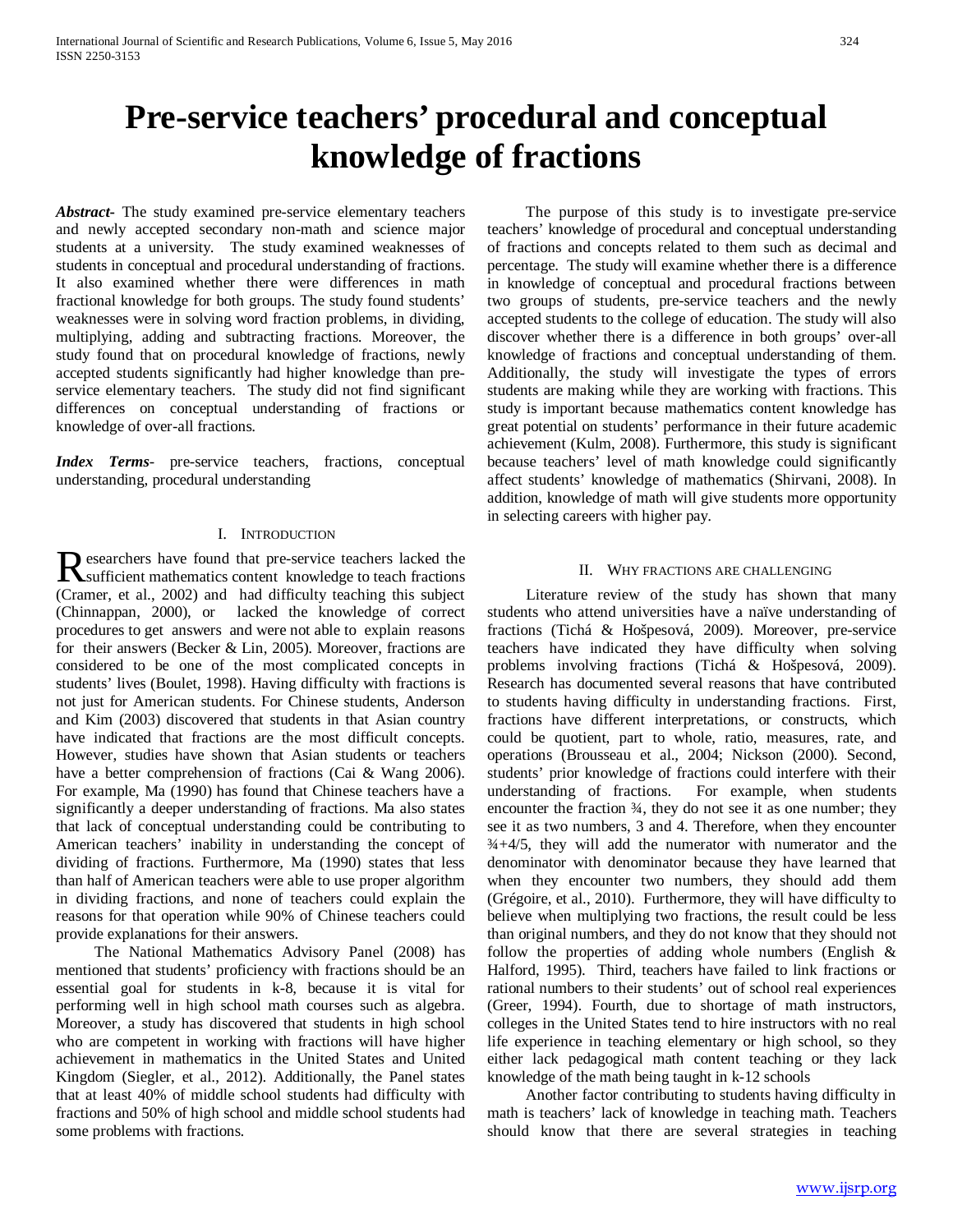# Pre-service teachers' procedural and conceptual knowledge of fractions

***Abstract***- The study examined pre-service elementary teachers and newly accepted secondary non-math and science major students at a university. The study examined weaknesses of students in conceptual and procedural understanding of fractions. It also examined whether there were differences in math fractional knowledge for both groups. The study found students' weaknesses were in solving word fraction problems, in dividing, multiplying, adding and subtracting fractions. Moreover, the study found that on procedural knowledge of fractions, newly accepted students significantly had higher knowledge than pre-service elementary teachers. The study did not find significant differences on conceptual understanding of fractions or knowledge of over-all fractions.

***Index Terms***- pre-service teachers, fractions, conceptual understanding, procedural understanding

## I. Introduction

Researchers have found that pre-service teachers lacked the sufficient mathematics content knowledge to teach fractions (Cramer, et al., 2002) and had difficulty teaching this subject (Chinnappan, 2000), or lacked the knowledge of correct procedures to get answers and were not able to explain reasons for their answers (Becker & Lin, 2005). Moreover, fractions are considered to be one of the most complicated concepts in students' lives (Boulet, 1998). Having difficulty with fractions is not just for American students. For Chinese students, Anderson and Kim (2003) discovered that students in that Asian country have indicated that fractions are the most difficult concepts. However, studies have shown that Asian students or teachers have a better comprehension of fractions (Cai & Wang 2006). For example, Ma (1990) has found that Chinese teachers have a significantly a deeper understanding of fractions. Ma also states that lack of conceptual understanding could be contributing to American teachers' inability in understanding the concept of dividing of fractions. Furthermore, Ma (1990) states that less than half of American teachers were able to use proper algorithm in dividing fractions, and none of teachers could explain the reasons for that operation while 90% of Chinese teachers could provide explanations for their answers.

The National Mathematics Advisory Panel (2008) has mentioned that students' proficiency with fractions should be an essential goal for students in k-8, because it is vital for performing well in high school math courses such as algebra. Moreover, a study has discovered that students in high school who are competent in working with fractions will have higher achievement in mathematics in the United States and United Kingdom (Siegler, et al., 2012). Additionally, the Panel states that at least 40% of middle school students had difficulty with fractions and 50% of high school and middle school students had some problems with fractions.

The purpose of this study is to investigate pre-service teachers' knowledge of procedural and conceptual understanding of fractions and concepts related to them such as decimal and percentage. The study will examine whether there is a difference in knowledge of conceptual and procedural fractions between two groups of students, pre-service teachers and the newly accepted students to the college of education. The study will also discover whether there is a difference in both groups' over-all knowledge of fractions and conceptual understanding of them. Additionally, the study will investigate the types of errors students are making while they are working with fractions. This study is important because mathematics content knowledge has great potential on students' performance in their future academic achievement (Kulm, 2008). Furthermore, this study is significant because teachers' level of math knowledge could significantly affect students' knowledge of mathematics (Shirvani, 2008). In addition, knowledge of math will give students more opportunity in selecting careers with higher pay.

## II. Why fractions are challenging

Literature review of the study has shown that many students who attend universities have a naïve understanding of fractions (Tichá & Hošpesová, 2009). Moreover, pre-service teachers have indicated they have difficulty when solving problems involving fractions (Tichá & Hošpesová, 2009). Research has documented several reasons that have contributed to students having difficulty in understanding fractions. First, fractions have different interpretations, or constructs, which could be quotient, part to whole, ratio, measures, rate, and operations (Brousseau et al., 2004; Nickson (2000). Second, students' prior knowledge of fractions could interfere with their understanding of fractions. For example, when students encounter the fraction ¾, they do not see it as one number; they see it as two numbers, 3 and 4. Therefore, when they encounter ¾+4/5, they will add the numerator with numerator and the denominator with denominator because they have learned that when they encounter two numbers, they should add them (Grégoire, et al., 2010). Furthermore, they will have difficulty to believe when multiplying two fractions, the result could be less than original numbers, and they do not know that they should not follow the properties of adding whole numbers (English & Halford, 1995). Third, teachers have failed to link fractions or rational numbers to their students' out of school real experiences (Greer, 1994). Fourth, due to shortage of math instructors, colleges in the United States tend to hire instructors with no real life experience in teaching elementary or high school, so they either lack pedagogical math content teaching or they lack knowledge of the math being taught in k-12 schools

Another factor contributing to students having difficulty in math is teachers' lack of knowledge in teaching math. Teachers should know that there are several strategies in teaching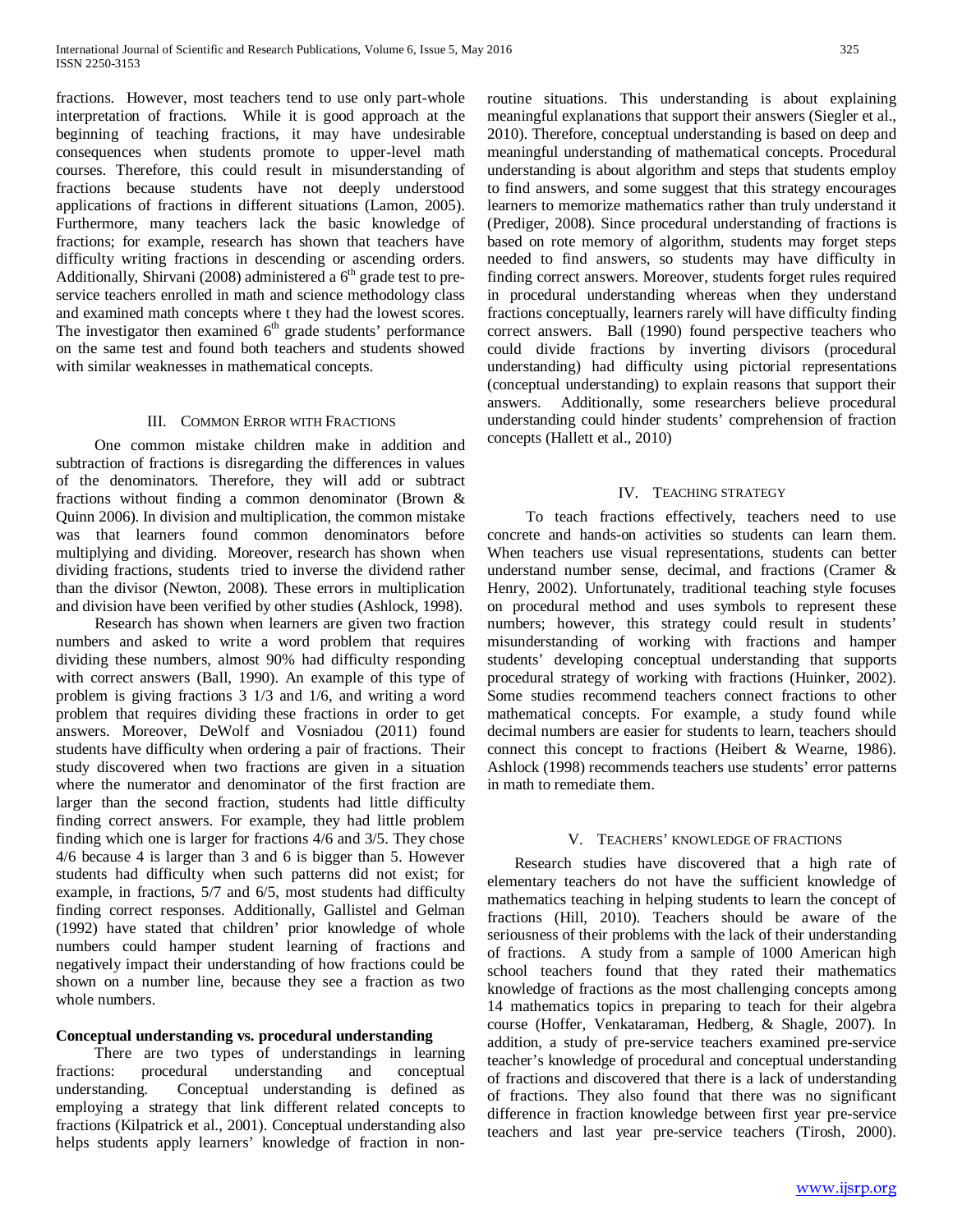fractions. However, most teachers tend to use only part-whole interpretation of fractions. While it is good approach at the beginning of teaching fractions, it may have undesirable consequences when students promote to upper-level math courses. Therefore, this could result in misunderstanding of fractions because students have not deeply understood applications of fractions in different situations (Lamon, 2005). Furthermore, many teachers lack the basic knowledge of fractions; for example, research has shown that teachers have difficulty writing fractions in descending or ascending orders. Additionally, Shirvani (2008) administered a 6th grade test to pre-service teachers enrolled in math and science methodology class and examined math concepts where t they had the lowest scores. The investigator then examined 6th grade students' performance on the same test and found both teachers and students showed with similar weaknesses in mathematical concepts.

## III. Common Error with Fractions

One common mistake children make in addition and subtraction of fractions is disregarding the differences in values of the denominators. Therefore, they will add or subtract fractions without finding a common denominator (Brown & Quinn 2006). In division and multiplication, the common mistake was that learners found common denominators before multiplying and dividing. Moreover, research has shown when dividing fractions, students tried to inverse the dividend rather than the divisor (Newton, 2008). These errors in multiplication and division have been verified by other studies (Ashlock, 1998).

Research has shown when learners are given two fraction numbers and asked to write a word problem that requires dividing these numbers, almost 90% had difficulty responding with correct answers (Ball, 1990). An example of this type of problem is giving fractions 3 1/3 and 1/6, and writing a word problem that requires dividing these fractions in order to get answers. Moreover, DeWolf and Vosniadou (2011) found students have difficulty when ordering a pair of fractions. Their study discovered when two fractions are given in a situation where the numerator and denominator of the first fraction are larger than the second fraction, students had little difficulty finding correct answers. For example, they had little problem finding which one is larger for fractions 4/6 and 3/5. They chose 4/6 because 4 is larger than 3 and 6 is bigger than 5. However students had difficulty when such patterns did not exist; for example, in fractions, 5/7 and 6/5, most students had difficulty finding correct responses. Additionally, Gallistel and Gelman (1992) have stated that children' prior knowledge of whole numbers could hamper student learning of fractions and negatively impact their understanding of how fractions could be shown on a number line, because they see a fraction as two whole numbers.

**Conceptual understanding vs. procedural understanding**

There are two types of understandings in learning fractions: procedural understanding and conceptual understanding. Conceptual understanding is defined as employing a strategy that link different related concepts to fractions (Kilpatrick et al., 2001). Conceptual understanding also helps students apply learners' knowledge of fraction in non-routine situations. This understanding is about explaining meaningful explanations that support their answers (Siegler et al., 2010). Therefore, conceptual understanding is based on deep and meaningful understanding of mathematical concepts. Procedural understanding is about algorithm and steps that students employ to find answers, and some suggest that this strategy encourages learners to memorize mathematics rather than truly understand it (Prediger, 2008). Since procedural understanding of fractions is based on rote memory of algorithm, students may forget steps needed to find answers, so students may have difficulty in finding correct answers. Moreover, students forget rules required in procedural understanding whereas when they understand fractions conceptually, learners rarely will have difficulty finding correct answers. Ball (1990) found perspective teachers who could divide fractions by inverting divisors (procedural understanding) had difficulty using pictorial representations (conceptual understanding) to explain reasons that support their answers. Additionally, some researchers believe procedural understanding could hinder students' comprehension of fraction concepts (Hallett et al., 2010)

## IV. Teaching Strategy

To teach fractions effectively, teachers need to use concrete and hands-on activities so students can learn them. When teachers use visual representations, students can better understand number sense, decimal, and fractions (Cramer & Henry, 2002). Unfortunately, traditional teaching style focuses on procedural method and uses symbols to represent these numbers; however, this strategy could result in students' misunderstanding of working with fractions and hamper students' developing conceptual understanding that supports procedural strategy of working with fractions (Huinker, 2002). Some studies recommend teachers connect fractions to other mathematical concepts. For example, a study found while decimal numbers are easier for students to learn, teachers should connect this concept to fractions (Heibert & Wearne, 1986). Ashlock (1998) recommends teachers use students' error patterns in math to remediate them.

## V. Teachers' knowledge of fractions

Research studies have discovered that a high rate of elementary teachers do not have the sufficient knowledge of mathematics teaching in helping students to learn the concept of fractions (Hill, 2010). Teachers should be aware of the seriousness of their problems with the lack of their understanding of fractions. A study from a sample of 1000 American high school teachers found that they rated their mathematics knowledge of fractions as the most challenging concepts among 14 mathematics topics in preparing to teach for their algebra course (Hoffer, Venkataraman, Hedberg, & Shagle, 2007). In addition, a study of pre-service teachers examined pre-service teacher's knowledge of procedural and conceptual understanding of fractions and discovered that there is a lack of understanding of fractions. They also found that there was no significant difference in fraction knowledge between first year pre-service teachers and last year pre-service teachers (Tirosh, 2000).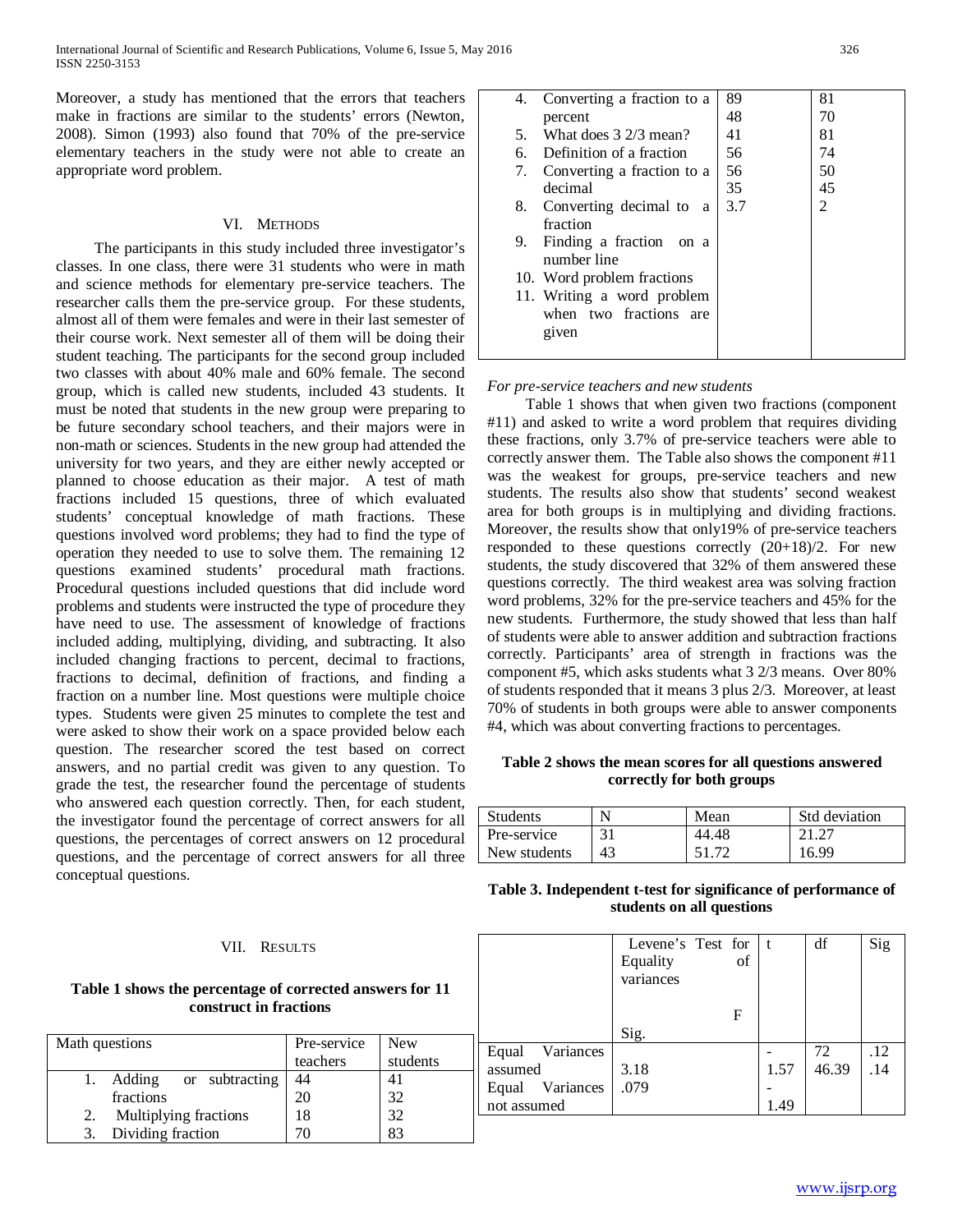Moreover, a study has mentioned that the errors that teachers make in fractions are similar to the students' errors (Newton, 2008). Simon (1993) also found that 70% of the pre-service elementary teachers in the study were not able to create an appropriate word problem.

## VI. Methods

The participants in this study included three investigator's classes. In one class, there were 31 students who were in math and science methods for elementary pre-service teachers. The researcher calls them the pre-service group. For these students, almost all of them were females and were in their last semester of their course work. Next semester all of them will be doing their student teaching. The participants for the second group included two classes with about 40% male and 60% female. The second group, which is called new students, included 43 students. It must be noted that students in the new group were preparing to be future secondary school teachers, and their majors were in non-math or sciences. Students in the new group had attended the university for two years, and they are either newly accepted or planned to choose education as their major. A test of math fractions included 15 questions, three of which evaluated students' conceptual knowledge of math fractions. These questions involved word problems; they had to find the type of operation they needed to use to solve them. The remaining 12 questions examined students' procedural math fractions. Procedural questions included questions that did include word problems and students were instructed the type of procedure they have need to use. The assessment of knowledge of fractions included adding, multiplying, dividing, and subtracting. It also included changing fractions to percent, decimal to fractions, fractions to decimal, definition of fractions, and finding a fraction on a number line. Most questions were multiple choice types. Students were given 25 minutes to complete the test and were asked to show their work on a space provided below each question. The researcher scored the test based on correct answers, and no partial credit was given to any question. To grade the test, the researcher found the percentage of students who answered each question correctly. Then, for each student, the investigator found the percentage of correct answers for all questions, the percentages of correct answers on 12 procedural questions, and the percentage of correct answers for all three conceptual questions.

## VII. Results

**Table 1 shows the percentage of corrected answers for 11 construct in fractions**

| Math questions | Pre-service teachers | New students |
|---|---|---|
| 1. Adding or subtracting fractions | 44<br>20 | 41<br>32 |
| 2. Multiplying fractions | 18 | 32 |
| 3. Dividing fraction | 70 | 83 |
| 4. Converting a fraction to a percent | 89<br>48 | 81<br>70 |
| 5. What does 3 2/3 mean? | 41 | 81 |
| 6. Definition of a fraction | 56 | 74 |
| 7. Converting a fraction to a decimal | 56<br>35 | 50<br>45 |
| 8. Converting decimal to a fraction | 3.7 | 2 |
| 9. Finding a fraction on a number line | | |
| 10. Word problem fractions | | |
| 11. Writing a word problem when two fractions are given | | |

*For pre-service teachers and new students*

Table 1 shows that when given two fractions (component #11) and asked to write a word problem that requires dividing these fractions, only 3.7% of pre-service teachers were able to correctly answer them. The Table also shows the component #11 was the weakest for groups, pre-service teachers and new students. The results also show that students' second weakest area for both groups is in multiplying and dividing fractions. Moreover, the results show that only19% of pre-service teachers responded to these questions correctly (20+18)/2. For new students, the study discovered that 32% of them answered these questions correctly. The third weakest area was solving fraction word problems, 32% for the pre-service teachers and 45% for the new students. Furthermore, the study showed that less than half of students were able to answer addition and subtraction fractions correctly. Participants' area of strength in fractions was the component #5, which asks students what 3 2/3 means. Over 80% of students responded that it means 3 plus 2/3. Moreover, at least 70% of students in both groups were able to answer components #4, which was about converting fractions to percentages.

**Table 2 shows the mean scores for all questions answered correctly for both groups**

| Students | N | Mean | Std deviation |
|---|---|---|---|
| Pre-service | 31 | 44.48 | 21.27 |
| New students | 43 | 51.72 | 16.99 |

**Table 3. Independent t-test for significance of performance of students on all questions**

| | Levene's Test for Equality of variances | | t | df | Sig |
|---|---|---|---|---|---|
| | F | Sig. | | | |
| Equal Variances assumed | 3.18 | .079 | -1.57 | 72 | .12 |
| Equal Variances not assumed | | | -1.49 | 46.39 | .14 |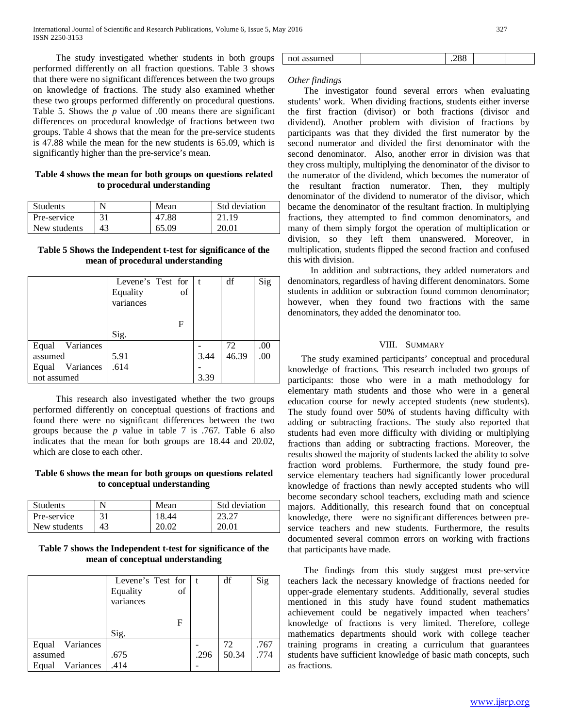The study investigated whether students in both groups performed differently on all fraction questions. Table 3 shows that there were no significant differences between the two groups on knowledge of fractions. The study also examined whether these two groups performed differently on procedural questions. Table 5. Shows the *p* value of .00 means there are significant differences on procedural knowledge of fractions between two groups. Table 4 shows that the mean for the pre-service students is 47.88 while the mean for the new students is 65.09, which is significantly higher than the pre-service's mean.

**Table 4 shows the mean for both groups on questions related to procedural understanding**

| Students | N | Mean | Std deviation |
|---|---|---|---|
| Pre-service | 31 | 47.88 | 21.19 |
| New students | 43 | 65.09 | 20.01 |

**Table 5 Shows the Independent t-test for significance of the mean of procedural understanding**

| | Levene's Test for Equality of variances F | Sig. | t | df | Sig |
|---|---|---|---|---|---|
| Equal Variances assumed | 5.91 | .614 | -3.44 | 72 | .00 |
| Equal Variances not assumed | | .288 | -3.39 | 46.39 | .00 |

This research also investigated whether the two groups performed differently on conceptual questions of fractions and found there were no significant differences between the two groups because the *p* value in table 7 is .767. Table 6 also indicates that the mean for both groups are 18.44 and 20.02, which are close to each other.

**Table 6 shows the mean for both groups on questions related to conceptual understanding**

| Students | N | Mean | Std deviation |
|---|---|---|---|
| Pre-service | 31 | 18.44 | 23.27 |
| New students | 43 | 20.02 | 20.01 |

**Table 7 shows the Independent t-test for significance of the mean of conceptual understanding**

| | Levene's Test for Equality of variances F | Sig. | t | df | Sig |
|---|---|---|---|---|---|
| Equal Variances assumed | .675 | .414 | -.296 | 72 | .767 |
| Equal Variances not assumed | | | - | 50.34 | .774 |

*Other findings*

The investigator found several errors when evaluating students' work. When dividing fractions, students either inverse the first fraction (divisor) or both fractions (divisor and dividend). Another problem with division of fractions by participants was that they divided the first numerator by the second numerator and divided the first denominator with the second denominator. Also, another error in division was that they cross multiply, multiplying the denominator of the divisor to the numerator of the dividend, which becomes the numerator of the resultant fraction numerator. Then, they multiply denominator of the dividend to numerator of the divisor, which became the denominator of the resultant fraction. In multiplying fractions, they attempted to find common denominators, and many of them simply forgot the operation of multiplication or division, so they left them unanswered. Moreover, in multiplication, students flipped the second fraction and confused this with division.

In addition and subtractions, they added numerators and denominators, regardless of having different denominators. Some students in addition or subtraction found common denominator; however, when they found two fractions with the same denominators, they added the denominator too.

## VIII. Summary

The study examined participants' conceptual and procedural knowledge of fractions. This research included two groups of participants: those who were in a math methodology for elementary math students and those who were in a general education course for newly accepted students (new students). The study found over 50% of students having difficulty with adding or subtracting fractions. The study also reported that students had even more difficulty with dividing or multiplying fractions than adding or subtracting fractions. Moreover, the results showed the majority of students lacked the ability to solve fraction word problems. Furthermore, the study found pre-service elementary teachers had significantly lower procedural knowledge of fractions than newly accepted students who will become secondary school teachers, excluding math and science majors. Additionally, this research found that on conceptual knowledge, there were no significant differences between pre-service teachers and new students. Furthermore, the results documented several common errors on working with fractions that participants have made.

The findings from this study suggest most pre-service teachers lack the necessary knowledge of fractions needed for upper-grade elementary students. Additionally, several studies mentioned in this study have found student mathematics achievement could be negatively impacted when teachers' knowledge of fractions is very limited. Therefore, college mathematics departments should work with college teacher training programs in creating a curriculum that guarantees students have sufficient knowledge of basic math concepts, such as fractions.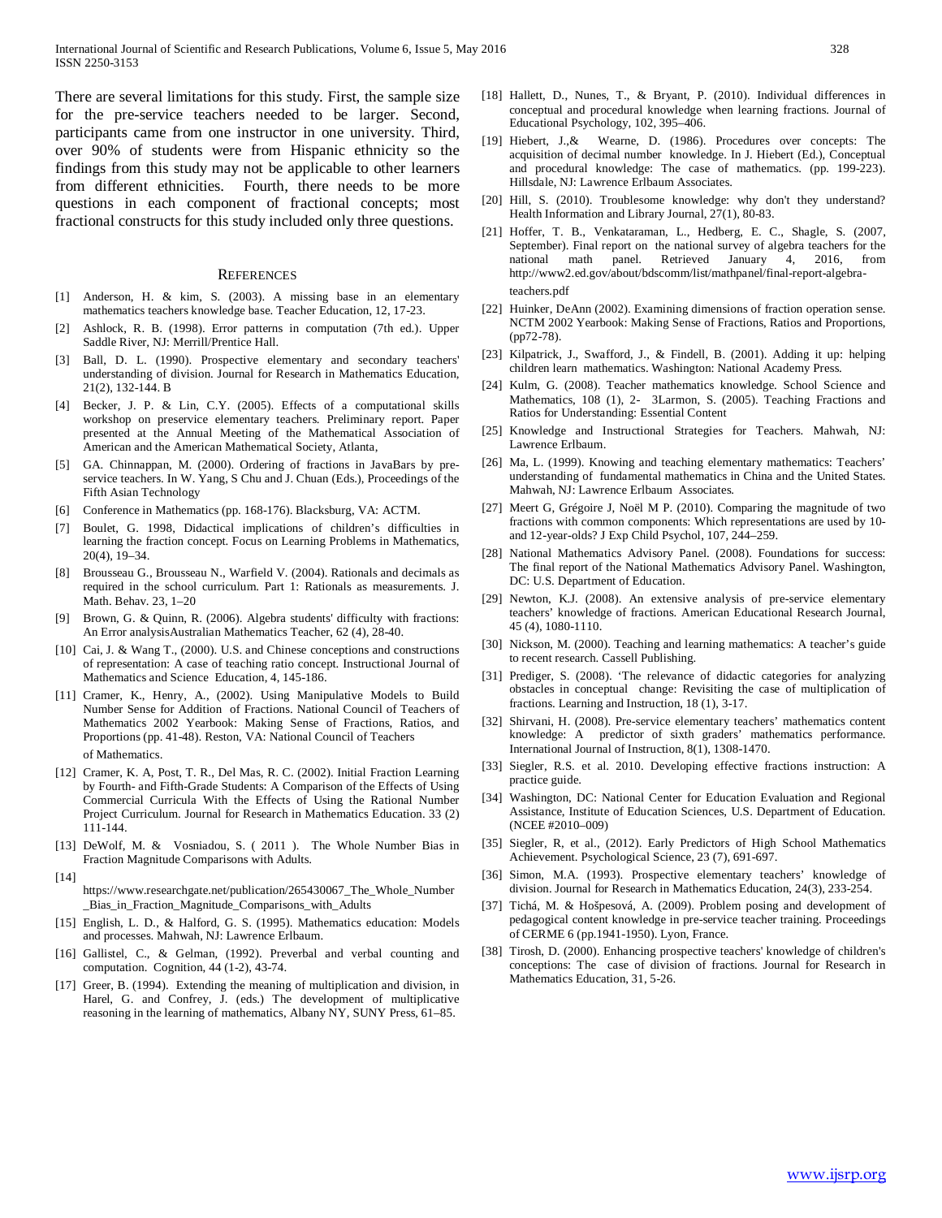There are several limitations for this study. First, the sample size for the pre-service teachers needed to be larger. Second, participants came from one instructor in one university. Third, over 90% of students were from Hispanic ethnicity so the findings from this study may not be applicable to other learners from different ethnicities. Fourth, there needs to be more questions in each component of fractional concepts; most fractional constructs for this study included only three questions.

## References

[1] Anderson, H. & kim, S. (2003). A missing base in an elementary mathematics teachers knowledge base. Teacher Education, 12, 17-23.

[2] Ashlock, R. B. (1998). Error patterns in computation (7th ed.). Upper Saddle River, NJ: Merrill/Prentice Hall.

[3] Ball, D. L. (1990). Prospective elementary and secondary teachers' understanding of division. Journal for Research in Mathematics Education, 21(2), 132-144. B

[4] Becker, J. P. & Lin, C.Y. (2005). Effects of a computational skills workshop on preservice elementary teachers. Preliminary report. Paper presented at the Annual Meeting of the Mathematical Association of American and the American Mathematical Society, Atlanta,

[5] GA. Chinnappan, M. (2000). Ordering of fractions in JavaBars by pre-service teachers. In W. Yang, S Chu and J. Chuan (Eds.), Proceedings of the Fifth Asian Technology

[6] Conference in Mathematics (pp. 168-176). Blacksburg, VA: ACTM.

[7] Boulet, G. 1998, Didactical implications of children's difficulties in learning the fraction concept. Focus on Learning Problems in Mathematics, 20(4), 19–34.

[8] Brousseau G., Brousseau N., Warfield V. (2004). Rationals and decimals as required in the school curriculum. Part 1: Rationals as measurements. J. Math. Behav. 23, 1–20

[9] Brown, G. & Quinn, R. (2006). Algebra students' difficulty with fractions: An Error analysisAustralian Mathematics Teacher, 62 (4), 28-40.

[10] Cai, J. & Wang T., (2000). U.S. and Chinese conceptions and constructions of representation: A case of teaching ratio concept. Instructional Journal of Mathematics and Science Education, 4, 145-186.

[11] Cramer, K., Henry, A., (2002). Using Manipulative Models to Build Number Sense for Addition of Fractions. National Council of Teachers of Mathematics 2002 Yearbook: Making Sense of Fractions, Ratios, and Proportions (pp. 41-48). Reston, VA: National Council of Teachers of Mathematics.

[12] Cramer, K. A, Post, T. R., Del Mas, R. C. (2002). Initial Fraction Learning by Fourth- and Fifth-Grade Students: A Comparison of the Effects of Using Commercial Curricula With the Effects of Using the Rational Number Project Curriculum. Journal for Research in Mathematics Education. 33 (2) 111-144.

[13] DeWolf, M. & Vosniadou, S. ( 2011 ). The Whole Number Bias in Fraction Magnitude Comparisons with Adults.

[14] https://www.researchgate.net/publication/265430067_The_Whole_Number_Bias_in_Fraction_Magnitude_Comparisons_with_Adults

[15] English, L. D., & Halford, G. S. (1995). Mathematics education: Models and processes. Mahwah, NJ: Lawrence Erlbaum.

[16] Gallistel, C., & Gelman, (1992). Preverbal and verbal counting and computation. Cognition, 44 (1-2), 43-74.

[17] Greer, B. (1994). Extending the meaning of multiplication and division, in Harel, G. and Confrey, J. (eds.) The development of multiplicative reasoning in the learning of mathematics, Albany NY, SUNY Press, 61–85.

[18] Hallett, D., Nunes, T., & Bryant, P. (2010). Individual differences in conceptual and procedural knowledge when learning fractions. Journal of Educational Psychology, 102, 395–406.

[19] Hiebert, J.,& Wearne, D. (1986). Procedures over concepts: The acquisition of decimal number knowledge. In J. Hiebert (Ed.), Conceptual and procedural knowledge: The case of mathematics. (pp. 199-223). Hillsdale, NJ: Lawrence Erlbaum Associates.

[20] Hill, S. (2010). Troublesome knowledge: why don't they understand? Health Information and Library Journal, 27(1), 80-83.

[21] Hoffer, T. B., Venkataraman, L., Hedberg, E. C., Shagle, S. (2007, September). Final report on the national survey of algebra teachers for the national math panel. Retrieved January 4, 2016, from http://www2.ed.gov/about/bdscomm/list/mathpanel/final-report-algebra-teachers.pdf

[22] Huinker, DeAnn (2002). Examining dimensions of fraction operation sense. NCTM 2002 Yearbook: Making Sense of Fractions, Ratios and Proportions, (pp72-78).

[23] Kilpatrick, J., Swafford, J., & Findell, B. (2001). Adding it up: helping children learn mathematics. Washington: National Academy Press.

[24] Kulm, G. (2008). Teacher mathematics knowledge. School Science and Mathematics, 108 (1), 2- 3Larmon, S. (2005). Teaching Fractions and Ratios for Understanding: Essential Content

[25] Knowledge and Instructional Strategies for Teachers. Mahwah, NJ: Lawrence Erlbaum.

[26] Ma, L. (1999). Knowing and teaching elementary mathematics: Teachers' understanding of fundamental mathematics in China and the United States. Mahwah, NJ: Lawrence Erlbaum Associates.

[27] Meert G, Grégoire J, Noël M P. (2010). Comparing the magnitude of two fractions with common components: Which representations are used by 10- and 12-year-olds? J Exp Child Psychol, 107, 244–259.

[28] National Mathematics Advisory Panel. (2008). Foundations for success: The final report of the National Mathematics Advisory Panel. Washington, DC: U.S. Department of Education.

[29] Newton, K.J. (2008). An extensive analysis of pre-service elementary teachers' knowledge of fractions. American Educational Research Journal, 45 (4), 1080-1110.

[30] Nickson, M. (2000). Teaching and learning mathematics: A teacher's guide to recent research. Cassell Publishing.

[31] Prediger, S. (2008). 'The relevance of didactic categories for analyzing obstacles in conceptual change: Revisiting the case of multiplication of fractions. Learning and Instruction, 18 (1), 3-17.

[32] Shirvani, H. (2008). Pre-service elementary teachers' mathematics content knowledge: A predictor of sixth graders' mathematics performance. International Journal of Instruction, 8(1), 1308-1470.

[33] Siegler, R.S. et al. 2010. Developing effective fractions instruction: A practice guide.

[34] Washington, DC: National Center for Education Evaluation and Regional Assistance, Institute of Education Sciences, U.S. Department of Education. (NCEE #2010–009)

[35] Siegler, R, et al., (2012). Early Predictors of High School Mathematics Achievement. Psychological Science, 23 (7), 691-697.

[36] Simon, M.A. (1993). Prospective elementary teachers' knowledge of division. Journal for Research in Mathematics Education, 24(3), 233-254.

[37] Tichá, M. & Hošpesová, A. (2009). Problem posing and development of pedagogical content knowledge in pre-service teacher training. Proceedings of CERME 6 (pp.1941-1950). Lyon, France.

[38] Tirosh, D. (2000). Enhancing prospective teachers' knowledge of children's conceptions: The case of division of fractions. Journal for Research in Mathematics Education, 31, 5-26.